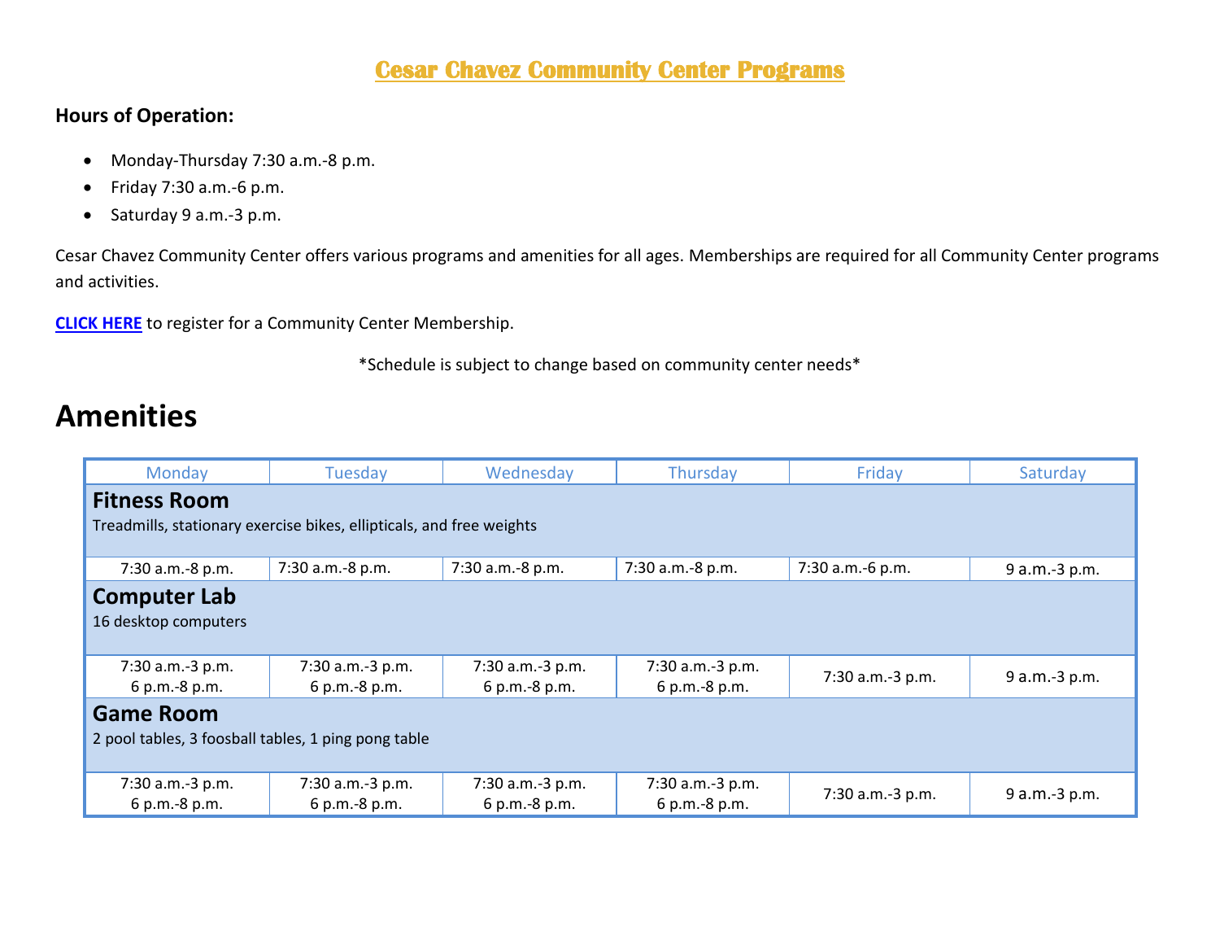# Cesar Chavez Community Center Programs

**Hours of Operation:**

- Monday-Thursday 7:30 a.m.-8 p.m.
- Friday 7:30 a.m.-6 p.m.
- Saturday 9 a.m.-3 p.m.

Cesar Chavez Community Center offers various programs and amenities for all ages. Memberships are required for all Community Center programs and activities.

**CLICK HERE** to register for a Community Center Membership.

\*Schedule is subject to change based on community center needs\*

# Amenities

| Monday | Tuesday | Wednesday | Thursday | Friday | Saturday |
|---|---|---|---|---|---|
| **Fitness Room**<br>Treadmills, stationary exercise bikes, ellipticals, and free weights | | | | | |
| 7:30 a.m.-8 p.m. | 7:30 a.m.-8 p.m. | 7:30 a.m.-8 p.m. | 7:30 a.m.-8 p.m. | 7:30 a.m.-6 p.m. | 9 a.m.-3 p.m. |
| **Computer Lab**<br>16 desktop computers | | | | | |
| 7:30 a.m.-3 p.m.<br>6 p.m.-8 p.m. | 7:30 a.m.-3 p.m.<br>6 p.m.-8 p.m. | 7:30 a.m.-3 p.m.<br>6 p.m.-8 p.m. | 7:30 a.m.-3 p.m.<br>6 p.m.-8 p.m. | 7:30 a.m.-3 p.m. | 9 a.m.-3 p.m. |
| **Game Room**<br>2 pool tables, 3 foosball tables, 1 ping pong table | | | | | |
| 7:30 a.m.-3 p.m.<br>6 p.m.-8 p.m. | 7:30 a.m.-3 p.m.<br>6 p.m.-8 p.m. | 7:30 a.m.-3 p.m.<br>6 p.m.-8 p.m. | 7:30 a.m.-3 p.m.<br>6 p.m.-8 p.m. | 7:30 a.m.-3 p.m. | 9 a.m.-3 p.m. |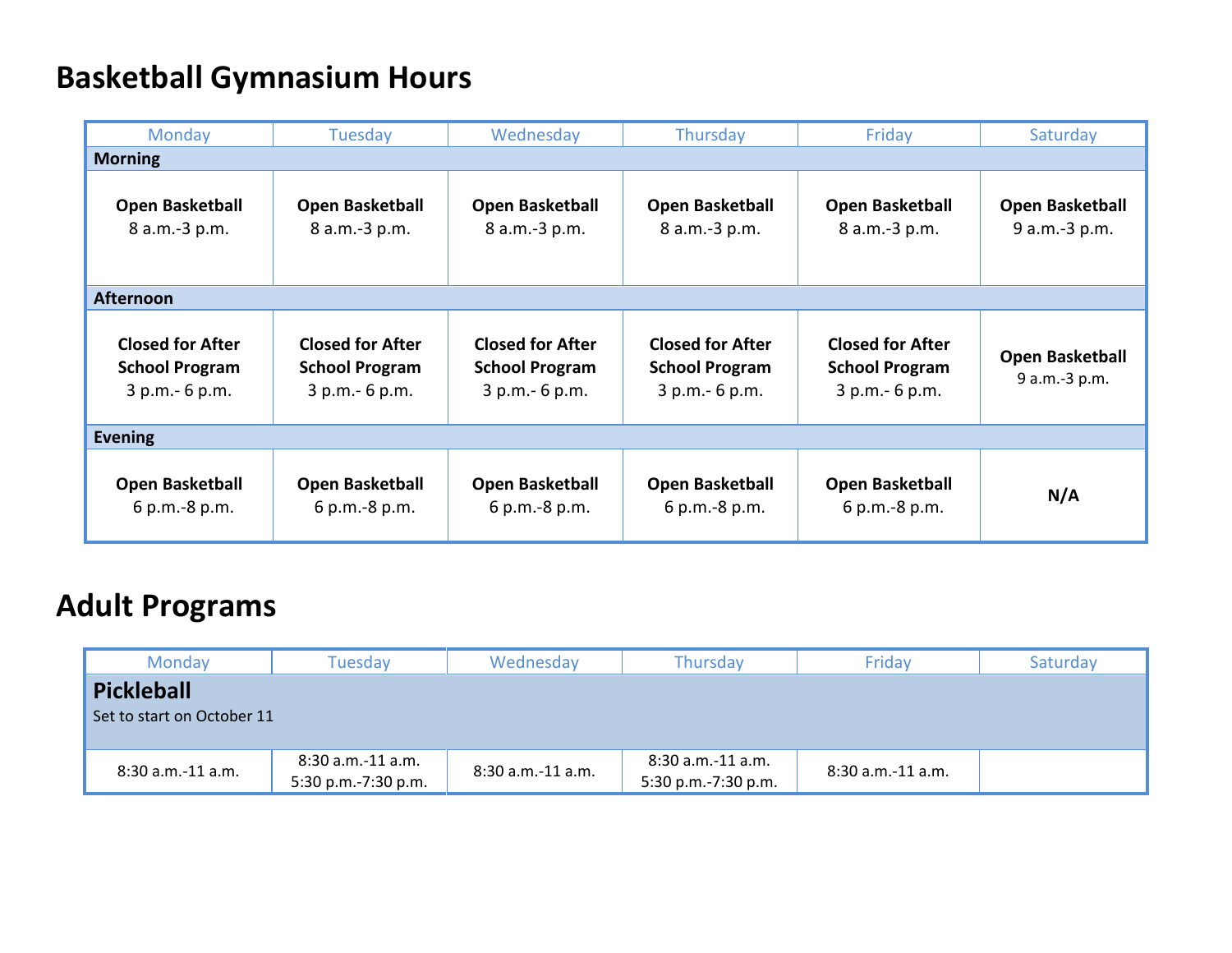# Basketball Gymnasium Hours

| | Monday | Tuesday | Wednesday | Thursday | Friday | Saturday |
|---|---|---|---|---|---|---|
| **Morning** | | | | | | |
| | **Open Basketball** 8 a.m.-3 p.m. | **Open Basketball** 8 a.m.-3 p.m. | **Open Basketball** 8 a.m.-3 p.m. | **Open Basketball** 8 a.m.-3 p.m. | **Open Basketball** 8 a.m.-3 p.m. | **Open Basketball** 9 a.m.-3 p.m. |
| **Afternoon** | | | | | | |
| | **Closed for After School Program** 3 p.m.- 6 p.m. | **Closed for After School Program** 3 p.m.- 6 p.m. | **Closed for After School Program** 3 p.m.- 6 p.m. | **Closed for After School Program** 3 p.m.- 6 p.m. | **Closed for After School Program** 3 p.m.- 6 p.m. | **Open Basketball** 9 a.m.-3 p.m. |
| **Evening** | | | | | | |
| | **Open Basketball** 6 p.m.-8 p.m. | **Open Basketball** 6 p.m.-8 p.m. | **Open Basketball** 6 p.m.-8 p.m. | **Open Basketball** 6 p.m.-8 p.m. | **Open Basketball** 6 p.m.-8 p.m. | **N/A** |

# Adult Programs

| Monday | Tuesday | Wednesday | Thursday | Friday | Saturday |
|---|---|---|---|---|---|
| **Pickleball** Set to start on October 11 | | | | | |
| 8:30 a.m.-11 a.m. | 8:30 a.m.-11 a.m. 5:30 p.m.-7:30 p.m. | 8:30 a.m.-11 a.m. | 8:30 a.m.-11 a.m. 5:30 p.m.-7:30 p.m. | 8:30 a.m.-11 a.m. | |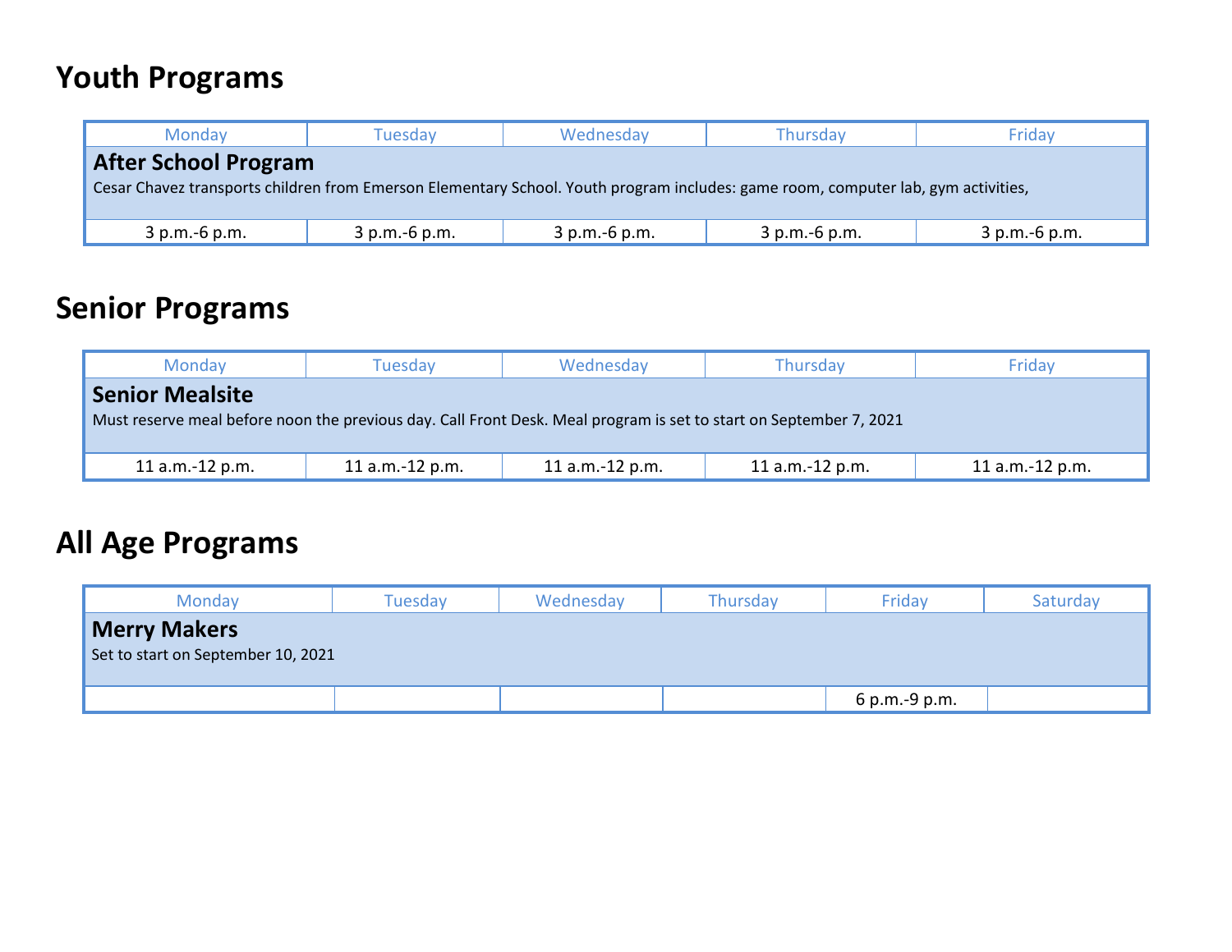# Youth Programs

| Monday | Tuesday | Wednesday | Thursday | Friday |
|---|---|---|---|---|
| **After School Program**<br>Cesar Chavez transports children from Emerson Elementary School. Youth program includes: game room, computer lab, gym activities, | | | | |
| 3 p.m.-6 p.m. | 3 p.m.-6 p.m. | 3 p.m.-6 p.m. | 3 p.m.-6 p.m. | 3 p.m.-6 p.m. |

# Senior Programs

| Monday | Tuesday | Wednesday | Thursday | Friday |
|---|---|---|---|---|
| **Senior Mealsite**<br>Must reserve meal before noon the previous day. Call Front Desk. Meal program is set to start on September 7, 2021 | | | | |
| 11 a.m.-12 p.m. | 11 a.m.-12 p.m. | 11 a.m.-12 p.m. | 11 a.m.-12 p.m. | 11 a.m.-12 p.m. |

# All Age Programs

| Monday | Tuesday | Wednesday | Thursday | Friday | Saturday |
|---|---|---|---|---|---|
| **Merry Makers**<br>Set to start on September 10, 2021 | | | | | |
| | | | | 6 p.m.-9 p.m. | |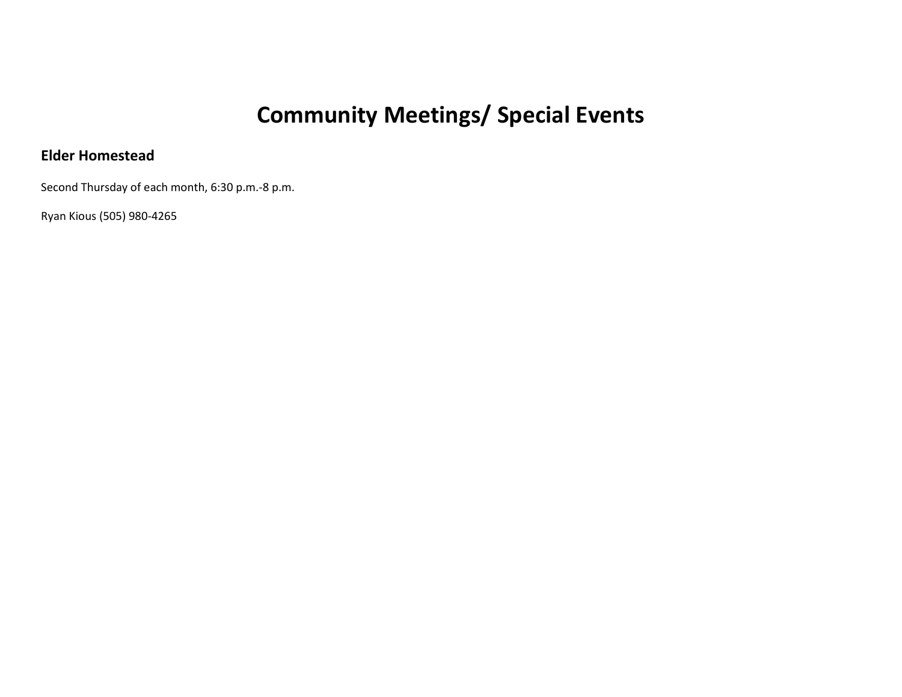# Community Meetings/ Special Events

## Elder Homestead

Second Thursday of each month, 6:30 p.m.-8 p.m.

Ryan Kious (505) 980-4265